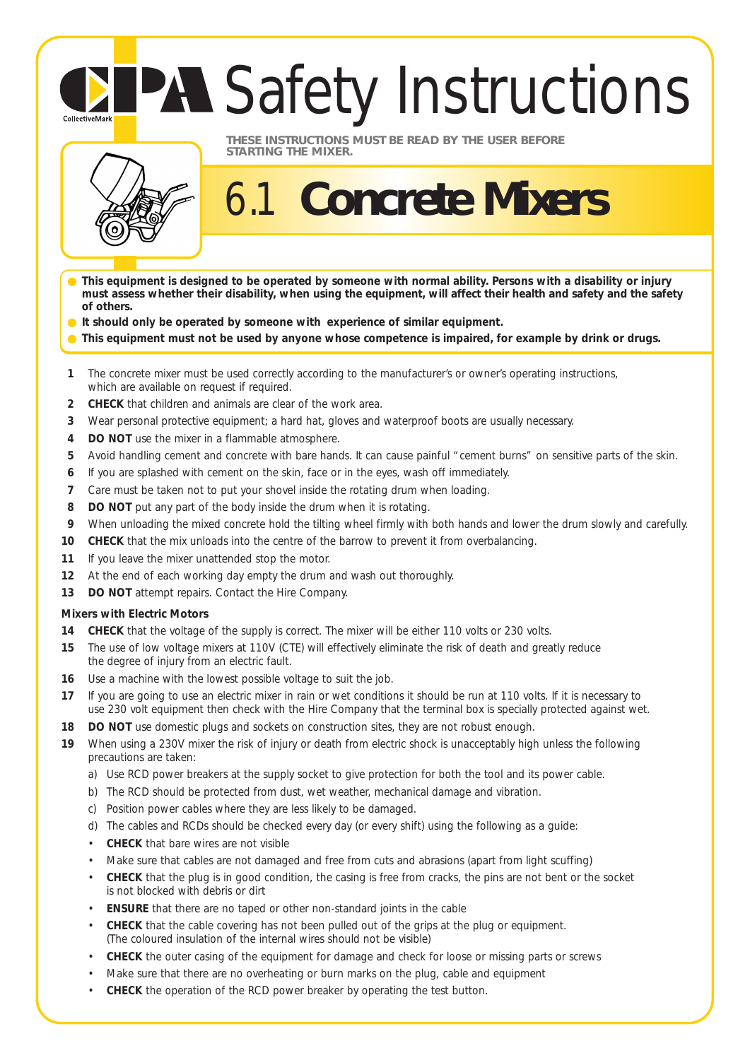# CPA Safety Instructions

CollectiveMark

**THESE INSTRUCTIONS MUST BE READ BY THE USER BEFORE STARTING THE MIXER.**

## 6.1 Concrete Mixers

- **This equipment is designed to be operated by someone with normal ability. Persons with a disability or injury must assess whether their disability, when using the equipment, will affect their health and safety and the safety of others.**
- **It should only be operated by someone with experience of similar equipment.**
- **This equipment must not be used by anyone whose competence is impaired, for example by drink or drugs.**

1. The concrete mixer must be used correctly according to the manufacturer's or owner's operating instructions, which are available on request if required.
2. **CHECK** that children and animals are clear of the work area.
3. Wear personal protective equipment; a hard hat, gloves and waterproof boots are usually necessary.
4. **DO NOT** use the mixer in a flammable atmosphere.
5. Avoid handling cement and concrete with bare hands. It can cause painful "cement burns" on sensitive parts of the skin.
6. If you are splashed with cement on the skin, face or in the eyes, wash off immediately.
7. Care must be taken not to put your shovel inside the rotating drum when loading.
8. **DO NOT** put any part of the body inside the drum when it is rotating.
9. When unloading the mixed concrete hold the tilting wheel firmly with both hands and lower the drum slowly and carefully.
10. **CHECK** that the mix unloads into the centre of the barrow to prevent it from overbalancing.
11. If you leave the mixer unattended stop the motor.
12. At the end of each working day empty the drum and wash out thoroughly.
13. **DO NOT** attempt repairs. Contact the Hire Company.

**Mixers with Electric Motors**

14. **CHECK** that the voltage of the supply is correct. The mixer will be either 110 volts or 230 volts.
15. The use of low voltage mixers at 110V (CTE) will effectively eliminate the risk of death and greatly reduce the degree of injury from an electric fault.
16. Use a machine with the lowest possible voltage to suit the job.
17. If you are going to use an electric mixer in rain or wet conditions it should be run at 110 volts. If it is necessary to use 230 volt equipment then check with the Hire Company that the terminal box is specially protected against wet.
18. **DO NOT** use domestic plugs and sockets on construction sites, they are not robust enough.
19. When using a 230V mixer the risk of injury or death from electric shock is unacceptably high unless the following precautions are taken:
    a) Use RCD power breakers at the supply socket to give protection for both the tool and its power cable.
    b) The RCD should be protected from dust, wet weather, mechanical damage and vibration.
    c) Position power cables where they are less likely to be damaged.
    d) The cables and RCDs should be checked every day (or every shift) using the following as a guide:
    - **CHECK** that bare wires are not visible
    - Make sure that cables are not damaged and free from cuts and abrasions (apart from light scuffing)
    - **CHECK** that the plug is in good condition, the casing is free from cracks, the pins are not bent or the socket is not blocked with debris or dirt
    - **ENSURE** that there are no taped or other non-standard joints in the cable
    - **CHECK** that the cable covering has not been pulled out of the grips at the plug or equipment. (The coloured insulation of the internal wires should not be visible)
    - **CHECK** the outer casing of the equipment for damage and check for loose or missing parts or screws
    - Make sure that there are no overheating or burn marks on the plug, cable and equipment
    - **CHECK** the operation of the RCD power breaker by operating the test button.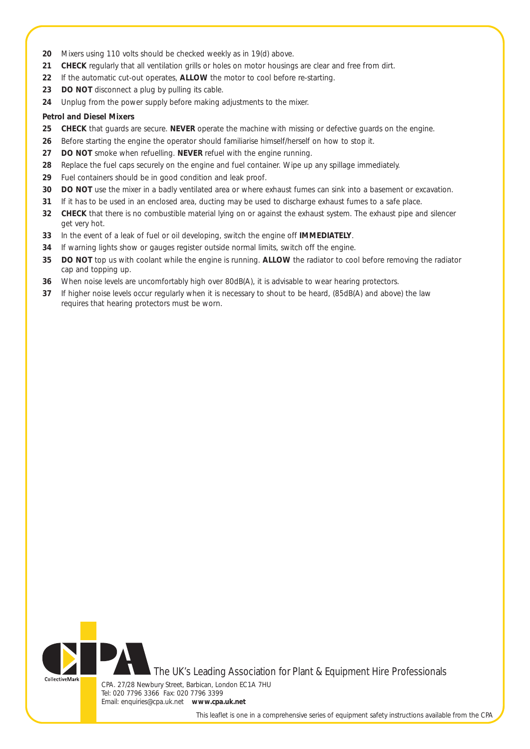**20** Mixers using 110 volts should be checked weekly as in 19(d) above.

**21** **CHECK** regularly that all ventilation grills or holes on motor housings are clear and free from dirt.

**22** If the automatic cut-out operates, **ALLOW** the motor to cool before re-starting.

**23** **DO NOT** disconnect a plug by pulling its cable.

**24** Unplug from the power supply before making adjustments to the mixer.

**Petrol and Diesel Mixers**

**25** **CHECK** that guards are secure. **NEVER** operate the machine with missing or defective guards on the engine.

**26** Before starting the engine the operator should familiarise himself/herself on how to stop it.

**27** **DO NOT** smoke when refuelling. **NEVER** refuel with the engine running.

**28** Replace the fuel caps securely on the engine and fuel container. Wipe up any spillage immediately.

**29** Fuel containers should be in good condition and leak proof.

**30** **DO NOT** use the mixer in a badly ventilated area or where exhaust fumes can sink into a basement or excavation.

**31** If it has to be used in an enclosed area, ducting may be used to discharge exhaust fumes to a safe place.

**32** **CHECK** that there is no combustible material lying on or against the exhaust system. The exhaust pipe and silencer get very hot.

**33** In the event of a leak of fuel or oil developing, switch the engine off **IMMEDIATELY**.

**34** If warning lights show or gauges register outside normal limits, switch off the engine.

**35** **DO NOT** top us with coolant while the engine is running. **ALLOW** the radiator to cool before removing the radiator cap and topping up.

**36** When noise levels are uncomfortably high over 80dB(A), it is advisable to wear hearing protectors.

**37** If higher noise levels occur regularly when it is necessary to shout to be heard, (85dB(A) and above) the law requires that hearing protectors must be worn.

CollectiveMark

The UK's Leading Association for Plant & Equipment Hire Professionals

CPA. 27/28 Newbury Street, Barbican, London EC1A 7HU
Tel: 020 7796 3366 Fax: 020 7796 3399
Email: enquiries@cpa.uk.net **www.cpa.uk.net**

This leaflet is one in a comprehensive series of equipment safety instructions available from the CPA